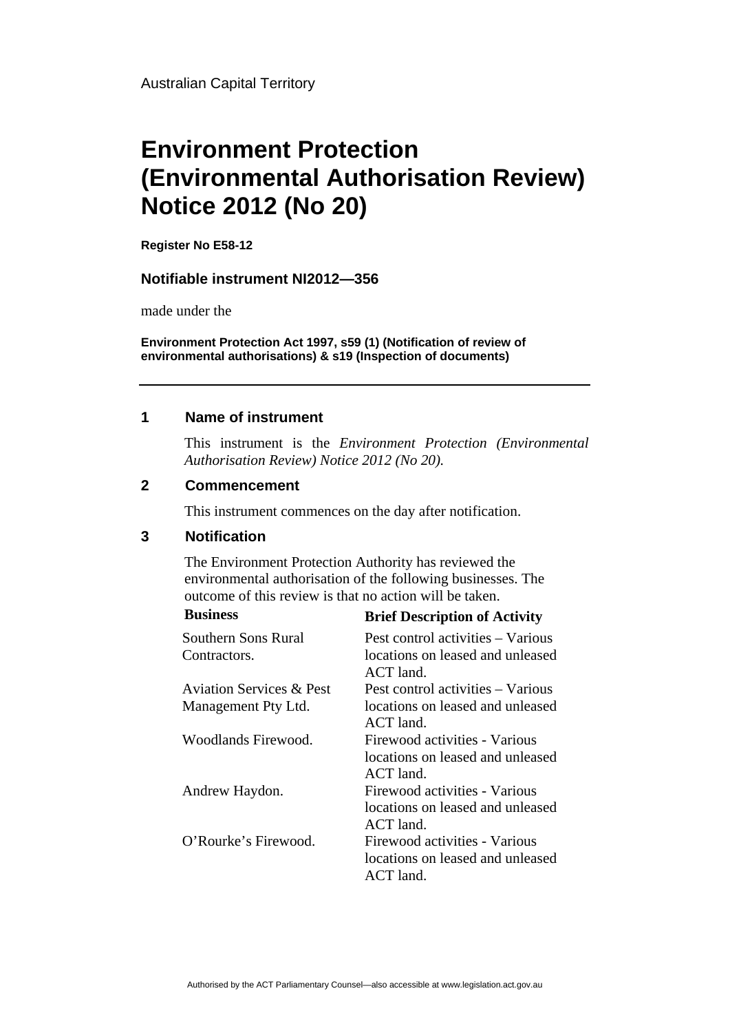Australian Capital Territory

# Environment Protection (Environmental Authorisation Review) Notice 2012 (No 20)

**Register No E58-12**

### Notifiable instrument NI2012—356

made under the

**Environment Protection Act 1997, s59 (1) (Notification of review of environmental authorisations) & s19 (Inspection of documents)**

---

## 1 Name of instrument

This instrument is the *Environment Protection (Environmental Authorisation Review) Notice 2012 (No 20).*

## 2 Commencement

This instrument commences on the day after notification.

## 3 Notification

The Environment Protection Authority has reviewed the environmental authorisation of the following businesses. The outcome of this review is that no action will be taken.

| Business | Brief Description of Activity |
|---|---|
| Southern Sons Rural Contractors. | Pest control activities – Various locations on leased and unleased ACT land. |
| Aviation Services & Pest Management Pty Ltd. | Pest control activities – Various locations on leased and unleased ACT land. |
| Woodlands Firewood. | Firewood activities - Various locations on leased and unleased ACT land. |
| Andrew Haydon. | Firewood activities - Various locations on leased and unleased ACT land. |
| O'Rourke's Firewood. | Firewood activities - Various locations on leased and unleased ACT land. |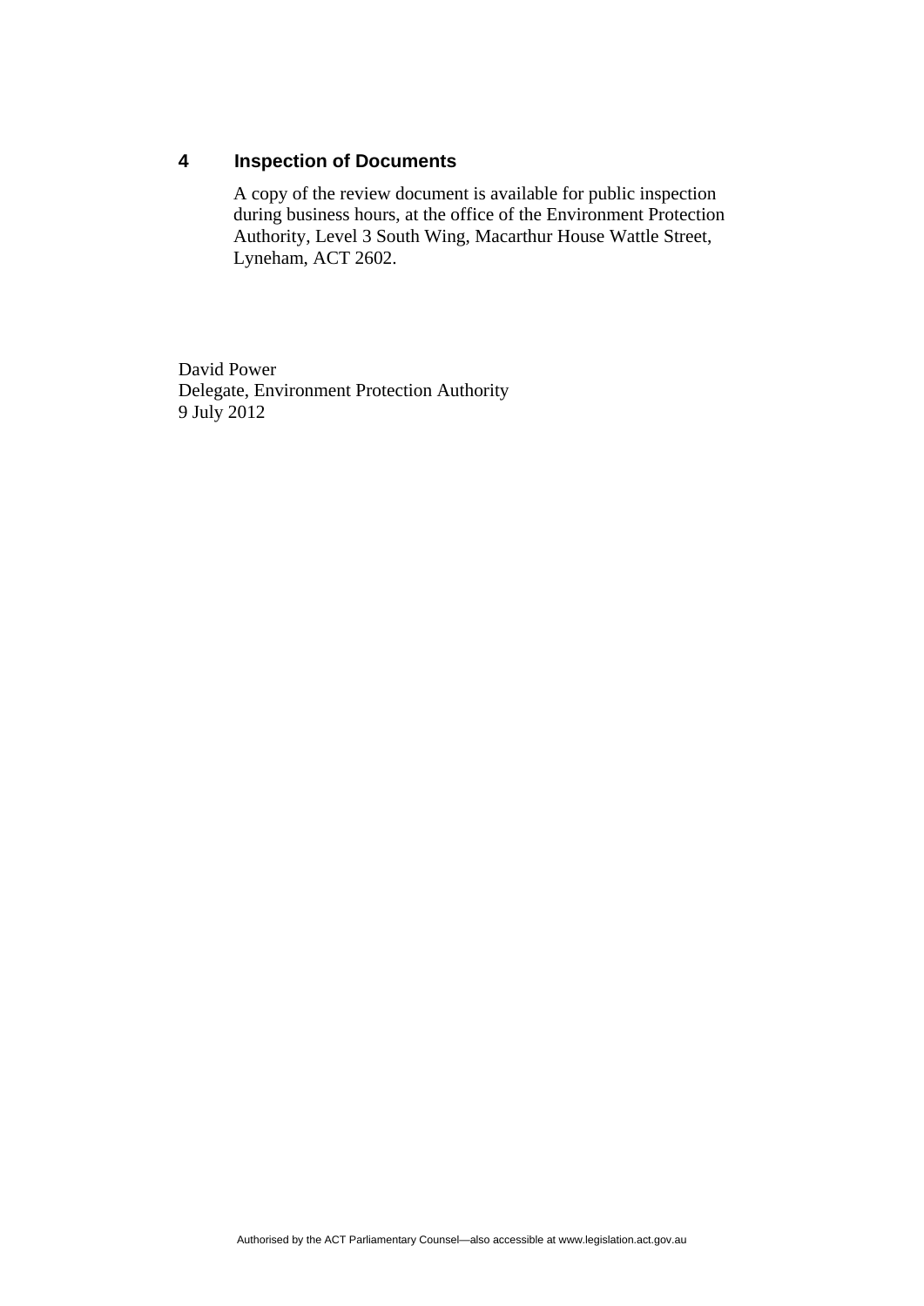## 4 Inspection of Documents

A copy of the review document is available for public inspection during business hours, at the office of the Environment Protection Authority, Level 3 South Wing, Macarthur House Wattle Street, Lyneham, ACT 2602.

David Power
Delegate, Environment Protection Authority
9 July 2012